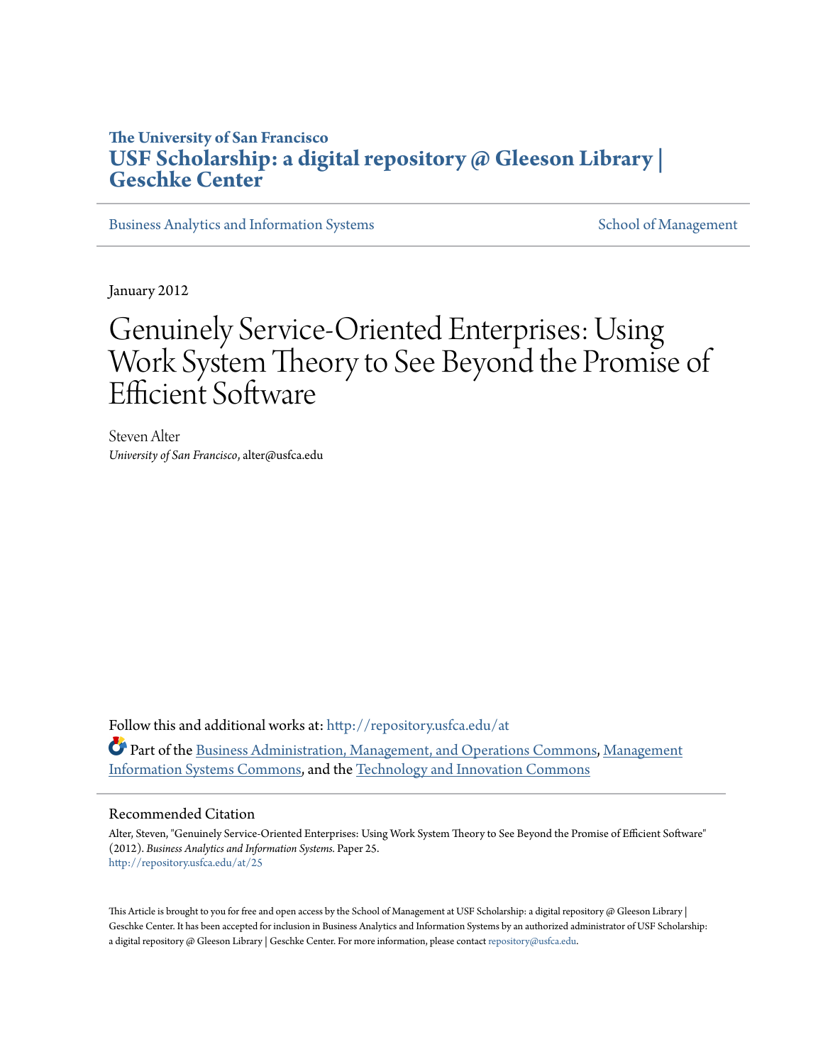**The University of San Francisco**
**USF Scholarship: a digital repository @ Gleeson Library | Geschke Center**

Business Analytics and Information Systems | School of Management

January 2012

# Genuinely Service-Oriented Enterprises: Using Work System Theory to See Beyond the Promise of Efficient Software

Steven Alter
*University of San Francisco*, alter@usfca.edu

Follow this and additional works at: http://repository.usfca.edu/at

Part of the Business Administration, Management, and Operations Commons, Management Information Systems Commons, and the Technology and Innovation Commons

## Recommended Citation

Alter, Steven, "Genuinely Service-Oriented Enterprises: Using Work System Theory to See Beyond the Promise of Efficient Software" (2012). *Business Analytics and Information Systems*. Paper 25.
http://repository.usfca.edu/at/25

This Article is brought to you for free and open access by the School of Management at USF Scholarship: a digital repository @ Gleeson Library | Geschke Center. It has been accepted for inclusion in Business Analytics and Information Systems by an authorized administrator of USF Scholarship: a digital repository @ Gleeson Library | Geschke Center. For more information, please contact repository@usfca.edu.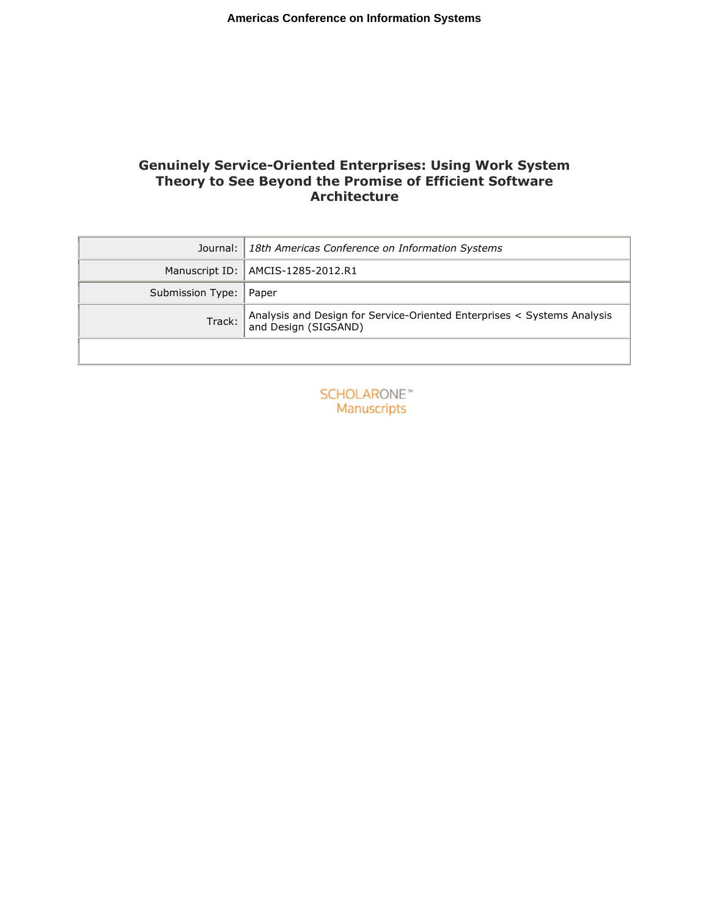# Genuinely Service-Oriented Enterprises: Using Work System Theory to See Beyond the Promise of Efficient Software Architecture

| Journal: | *18th Americas Conference on Information Systems* |
| --- | --- |
| Manuscript ID: | AMCIS-1285-2012.R1 |
| Submission Type: | Paper |
| Track: | Analysis and Design for Service-Oriented Enterprises < Systems Analysis and Design (SIGSAND) |
| | |

SCHOLARONE™ Manuscripts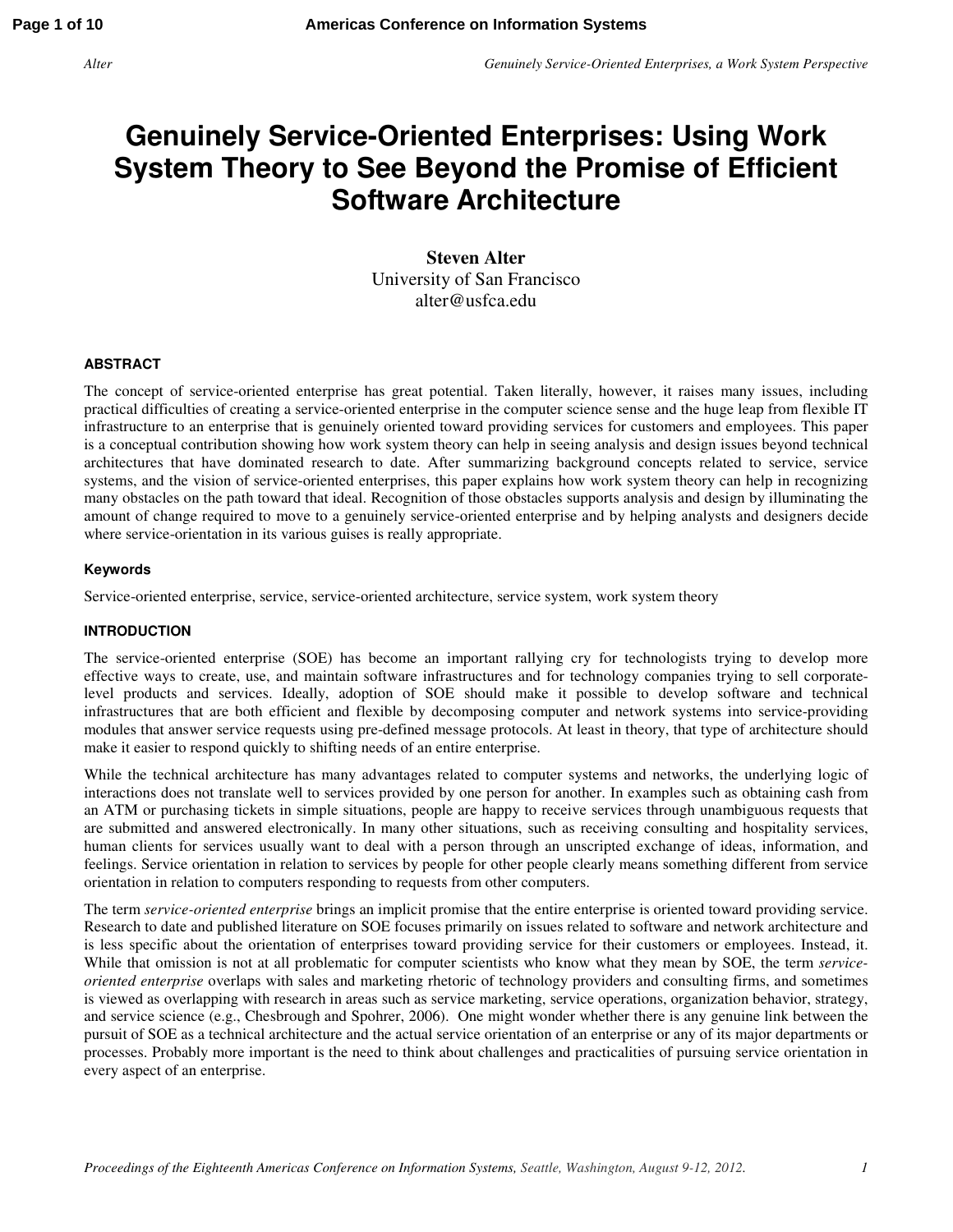# Genuinely Service-Oriented Enterprises: Using Work System Theory to See Beyond the Promise of Efficient Software Architecture

**Steven Alter**
University of San Francisco
alter@usfca.edu

#### ABSTRACT

The concept of service-oriented enterprise has great potential. Taken literally, however, it raises many issues, including practical difficulties of creating a service-oriented enterprise in the computer science sense and the huge leap from flexible IT infrastructure to an enterprise that is genuinely oriented toward providing services for customers and employees. This paper is a conceptual contribution showing how work system theory can help in seeing analysis and design issues beyond technical architectures that have dominated research to date. After summarizing background concepts related to service, service systems, and the vision of service-oriented enterprises, this paper explains how work system theory can help in recognizing many obstacles on the path toward that ideal. Recognition of those obstacles supports analysis and design by illuminating the amount of change required to move to a genuinely service-oriented enterprise and by helping analysts and designers decide where service-orientation in its various guises is really appropriate.

#### Keywords

Service-oriented enterprise, service, service-oriented architecture, service system, work system theory

#### INTRODUCTION

The service-oriented enterprise (SOE) has become an important rallying cry for technologists trying to develop more effective ways to create, use, and maintain software infrastructures and for technology companies trying to sell corporate-level products and services. Ideally, adoption of SOE should make it possible to develop software and technical infrastructures that are both efficient and flexible by decomposing computer and network systems into service-providing modules that answer service requests using pre-defined message protocols. At least in theory, that type of architecture should make it easier to respond quickly to shifting needs of an entire enterprise.

While the technical architecture has many advantages related to computer systems and networks, the underlying logic of interactions does not translate well to services provided by one person for another. In examples such as obtaining cash from an ATM or purchasing tickets in simple situations, people are happy to receive services through unambiguous requests that are submitted and answered electronically. In many other situations, such as receiving consulting and hospitality services, human clients for services usually want to deal with a person through an unscripted exchange of ideas, information, and feelings. Service orientation in relation to services by people for other people clearly means something different from service orientation in relation to computers responding to requests from other computers.

The term *service-oriented enterprise* brings an implicit promise that the entire enterprise is oriented toward providing service. Research to date and published literature on SOE focuses primarily on issues related to software and network architecture and is less specific about the orientation of enterprises toward providing service for their customers or employees. Instead, it. While that omission is not at all problematic for computer scientists who know what they mean by SOE, the term *service-oriented enterprise* overlaps with sales and marketing rhetoric of technology providers and consulting firms, and sometimes is viewed as overlapping with research in areas such as service marketing, service operations, organization behavior, strategy, and service science (e.g., Chesbrough and Spohrer, 2006). One might wonder whether there is any genuine link between the pursuit of SOE as a technical architecture and the actual service orientation of an enterprise or any of its major departments or processes. Probably more important is the need to think about challenges and practicalities of pursuing service orientation in every aspect of an enterprise.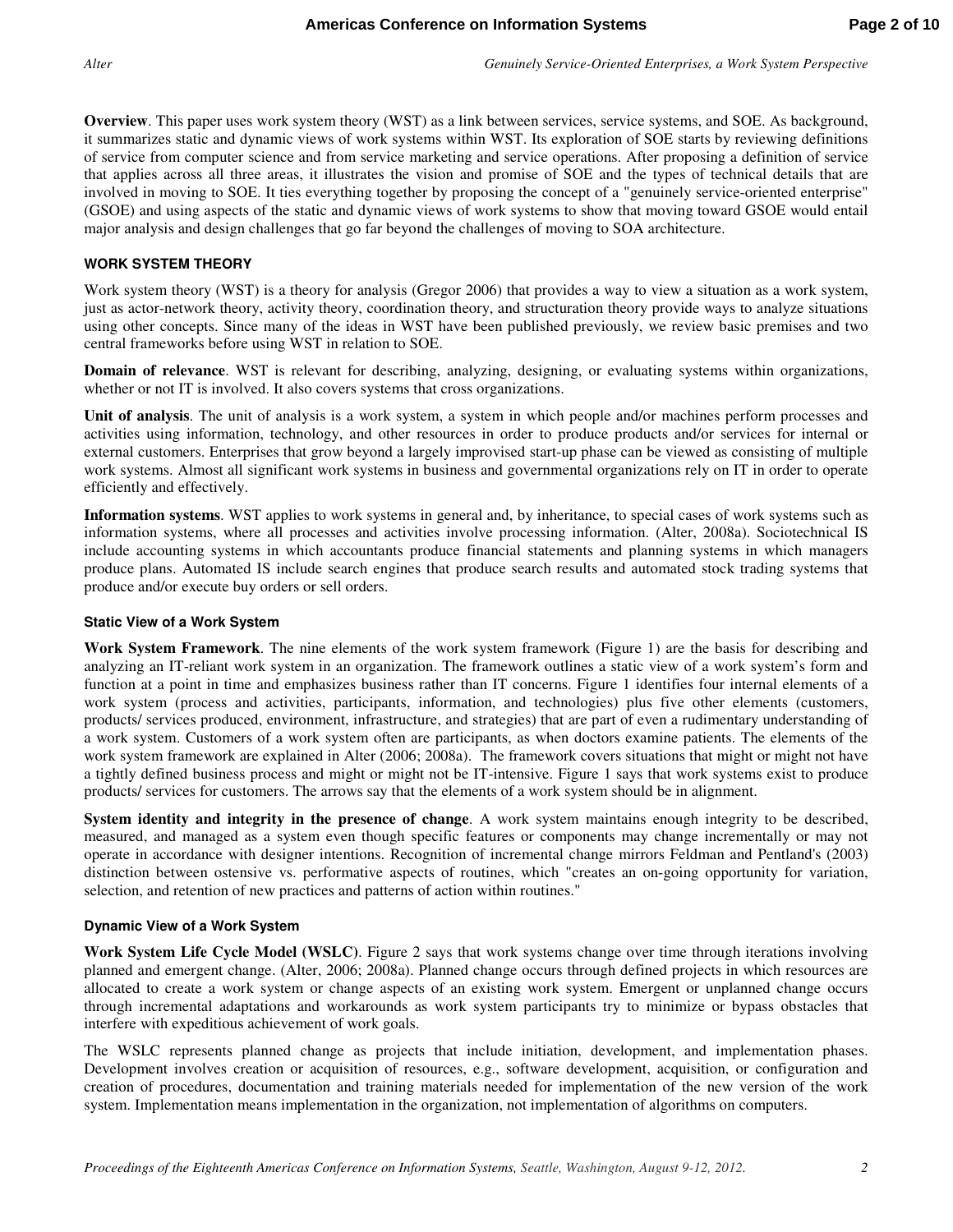**Overview**. This paper uses work system theory (WST) as a link between services, service systems, and SOE. As background, it summarizes static and dynamic views of work systems within WST. Its exploration of SOE starts by reviewing definitions of service from computer science and from service marketing and service operations. After proposing a definition of service that applies across all three areas, it illustrates the vision and promise of SOE and the types of technical details that are involved in moving to SOE. It ties everything together by proposing the concept of a "genuinely service-oriented enterprise" (GSOE) and using aspects of the static and dynamic views of work systems to show that moving toward GSOE would entail major analysis and design challenges that go far beyond the challenges of moving to SOA architecture.

## WORK SYSTEM THEORY

Work system theory (WST) is a theory for analysis (Gregor 2006) that provides a way to view a situation as a work system, just as actor-network theory, activity theory, coordination theory, and structuration theory provide ways to analyze situations using other concepts. Since many of the ideas in WST have been published previously, we review basic premises and two central frameworks before using WST in relation to SOE.

**Domain of relevance**. WST is relevant for describing, analyzing, designing, or evaluating systems within organizations, whether or not IT is involved. It also covers systems that cross organizations.

**Unit of analysis**. The unit of analysis is a work system, a system in which people and/or machines perform processes and activities using information, technology, and other resources in order to produce products and/or services for internal or external customers. Enterprises that grow beyond a largely improvised start-up phase can be viewed as consisting of multiple work systems. Almost all significant work systems in business and governmental organizations rely on IT in order to operate efficiently and effectively.

**Information systems**. WST applies to work systems in general and, by inheritance, to special cases of work systems such as information systems, where all processes and activities involve processing information. (Alter, 2008a). Sociotechnical IS include accounting systems in which accountants produce financial statements and planning systems in which managers produce plans. Automated IS include search engines that produce search results and automated stock trading systems that produce and/or execute buy orders or sell orders.

### Static View of a Work System

**Work System Framework**. The nine elements of the work system framework (Figure 1) are the basis for describing and analyzing an IT-reliant work system in an organization. The framework outlines a static view of a work system's form and function at a point in time and emphasizes business rather than IT concerns. Figure 1 identifies four internal elements of a work system (process and activities, participants, information, and technologies) plus five other elements (customers, products/ services produced, environment, infrastructure, and strategies) that are part of even a rudimentary understanding of a work system. Customers of a work system often are participants, as when doctors examine patients. The elements of the work system framework are explained in Alter (2006; 2008a). The framework covers situations that might or might not have a tightly defined business process and might or might not be IT-intensive. Figure 1 says that work systems exist to produce products/ services for customers. The arrows say that the elements of a work system should be in alignment.

**System identity and integrity in the presence of change**. A work system maintains enough integrity to be described, measured, and managed as a system even though specific features or components may change incrementally or may not operate in accordance with designer intentions. Recognition of incremental change mirrors Feldman and Pentland's (2003) distinction between ostensive vs. performative aspects of routines, which "creates an on-going opportunity for variation, selection, and retention of new practices and patterns of action within routines."

### Dynamic View of a Work System

**Work System Life Cycle Model (WSLC)**. Figure 2 says that work systems change over time through iterations involving planned and emergent change. (Alter, 2006; 2008a). Planned change occurs through defined projects in which resources are allocated to create a work system or change aspects of an existing work system. Emergent or unplanned change occurs through incremental adaptations and workarounds as work system participants try to minimize or bypass obstacles that interfere with expeditious achievement of work goals.

The WSLC represents planned change as projects that include initiation, development, and implementation phases. Development involves creation or acquisition of resources, e.g., software development, acquisition, or configuration and creation of procedures, documentation and training materials needed for implementation of the new version of the work system. Implementation means implementation in the organization, not implementation of algorithms on computers.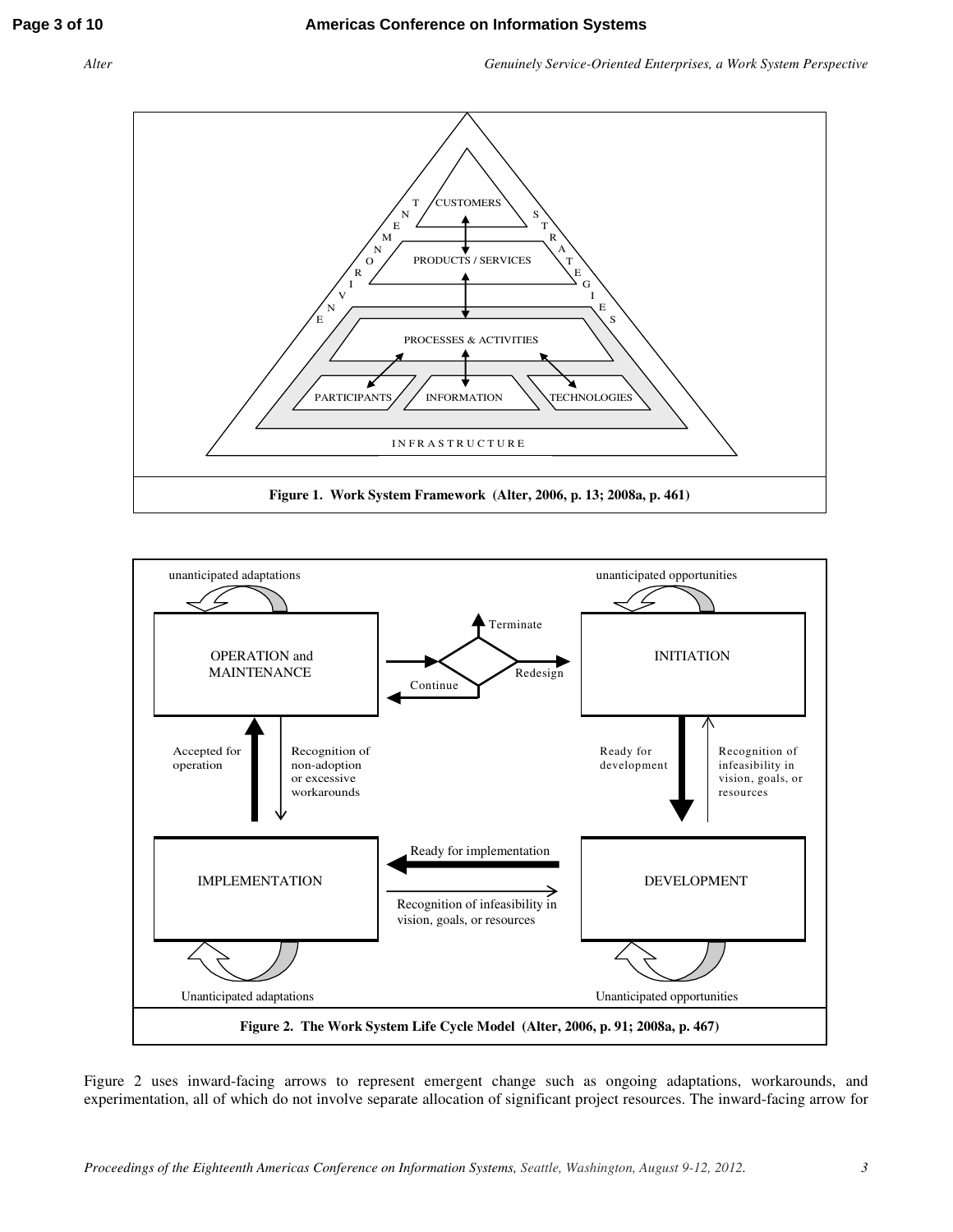Figure 1. Work System Framework (Alter, 2006, p. 13; 2008a, p. 461)

Figure 2. The Work System Life Cycle Model (Alter, 2006, p. 91; 2008a, p. 467)

Figure 2 uses inward-facing arrows to represent emergent change such as ongoing adaptations, workarounds, and experimentation, all of which do not involve separate allocation of significant project resources. The inward-facing arrow for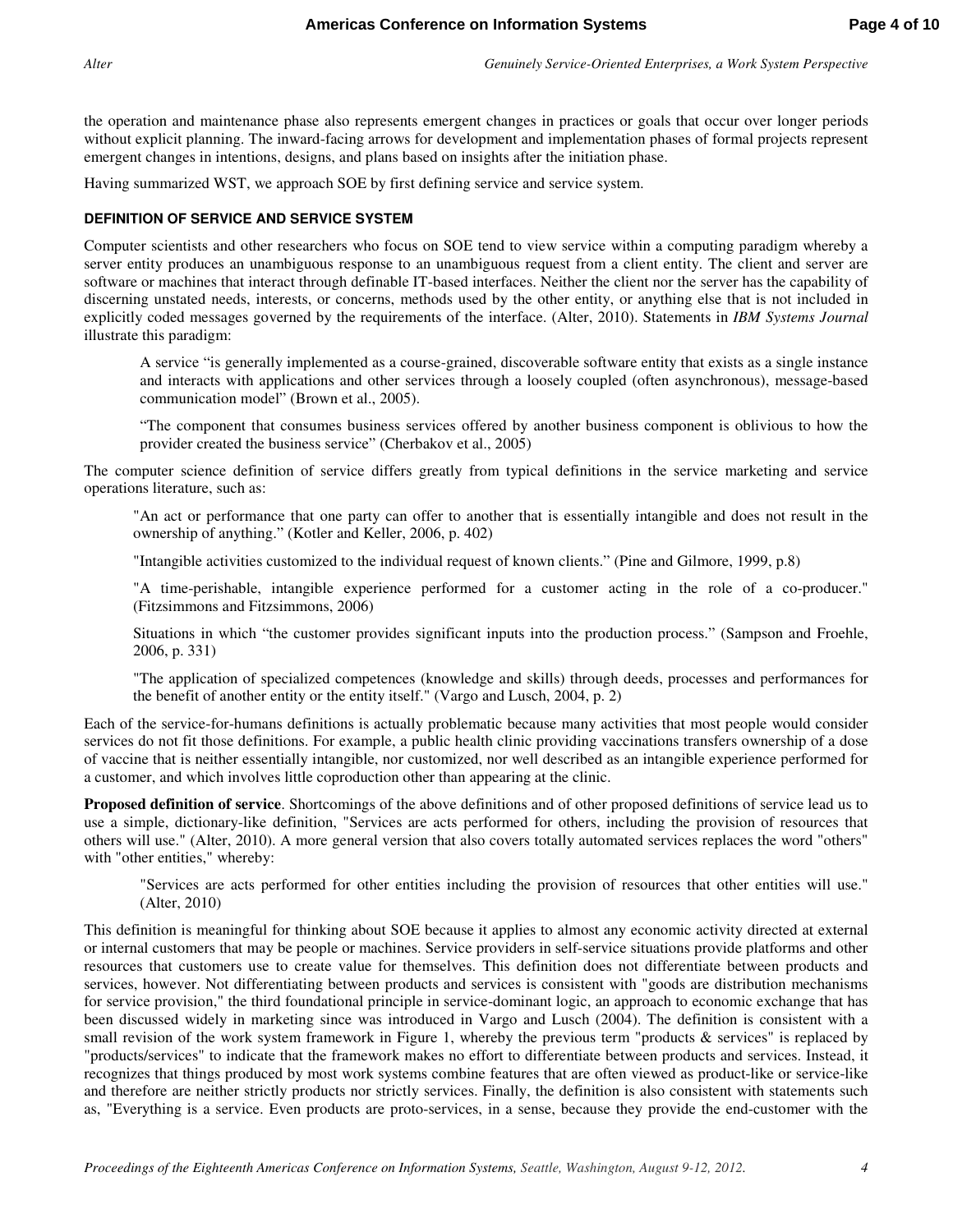the operation and maintenance phase also represents emergent changes in practices or goals that occur over longer periods without explicit planning. The inward-facing arrows for development and implementation phases of formal projects represent emergent changes in intentions, designs, and plans based on insights after the initiation phase.

Having summarized WST, we approach SOE by first defining service and service system.

## DEFINITION OF SERVICE AND SERVICE SYSTEM

Computer scientists and other researchers who focus on SOE tend to view service within a computing paradigm whereby a server entity produces an unambiguous response to an unambiguous request from a client entity. The client and server are software or machines that interact through definable IT-based interfaces. Neither the client nor the server has the capability of discerning unstated needs, interests, or concerns, methods used by the other entity, or anything else that is not included in explicitly coded messages governed by the requirements of the interface. (Alter, 2010). Statements in *IBM Systems Journal* illustrate this paradigm:

> A service "is generally implemented as a course-grained, discoverable software entity that exists as a single instance and interacts with applications and other services through a loosely coupled (often asynchronous), message-based communication model" (Brown et al., 2005).
>
> "The component that consumes business services offered by another business component is oblivious to how the provider created the business service" (Cherbakov et al., 2005)

The computer science definition of service differs greatly from typical definitions in the service marketing and service operations literature, such as:

> "An act or performance that one party can offer to another that is essentially intangible and does not result in the ownership of anything." (Kotler and Keller, 2006, p. 402)
>
> "Intangible activities customized to the individual request of known clients." (Pine and Gilmore, 1999, p.8)
>
> "A time-perishable, intangible experience performed for a customer acting in the role of a co-producer." (Fitzsimmons and Fitzsimmons, 2006)
>
> Situations in which "the customer provides significant inputs into the production process." (Sampson and Froehle, 2006, p. 331)
>
> "The application of specialized competences (knowledge and skills) through deeds, processes and performances for the benefit of another entity or the entity itself." (Vargo and Lusch, 2004, p. 2)

Each of the service-for-humans definitions is actually problematic because many activities that most people would consider services do not fit those definitions. For example, a public health clinic providing vaccinations transfers ownership of a dose of vaccine that is neither essentially intangible, nor customized, nor well described as an intangible experience performed for a customer, and which involves little coproduction other than appearing at the clinic.

**Proposed definition of service**. Shortcomings of the above definitions and of other proposed definitions of service lead us to use a simple, dictionary-like definition, "Services are acts performed for others, including the provision of resources that others will use." (Alter, 2010). A more general version that also covers totally automated services replaces the word "others" with "other entities," whereby:

> "Services are acts performed for other entities including the provision of resources that other entities will use." (Alter, 2010)

This definition is meaningful for thinking about SOE because it applies to almost any economic activity directed at external or internal customers that may be people or machines. Service providers in self-service situations provide platforms and other resources that customers use to create value for themselves. This definition does not differentiate between products and services, however. Not differentiating between products and services is consistent with "goods are distribution mechanisms for service provision," the third foundational principle in service-dominant logic, an approach to economic exchange that has been discussed widely in marketing since was introduced in Vargo and Lusch (2004). The definition is consistent with a small revision of the work system framework in Figure 1, whereby the previous term "products & services" is replaced by "products/services" to indicate that the framework makes no effort to differentiate between products and services. Instead, it recognizes that things produced by most work systems combine features that are often viewed as product-like or service-like and therefore are neither strictly products nor strictly services. Finally, the definition is also consistent with statements such as, "Everything is a service. Even products are proto-services, in a sense, because they provide the end-customer with the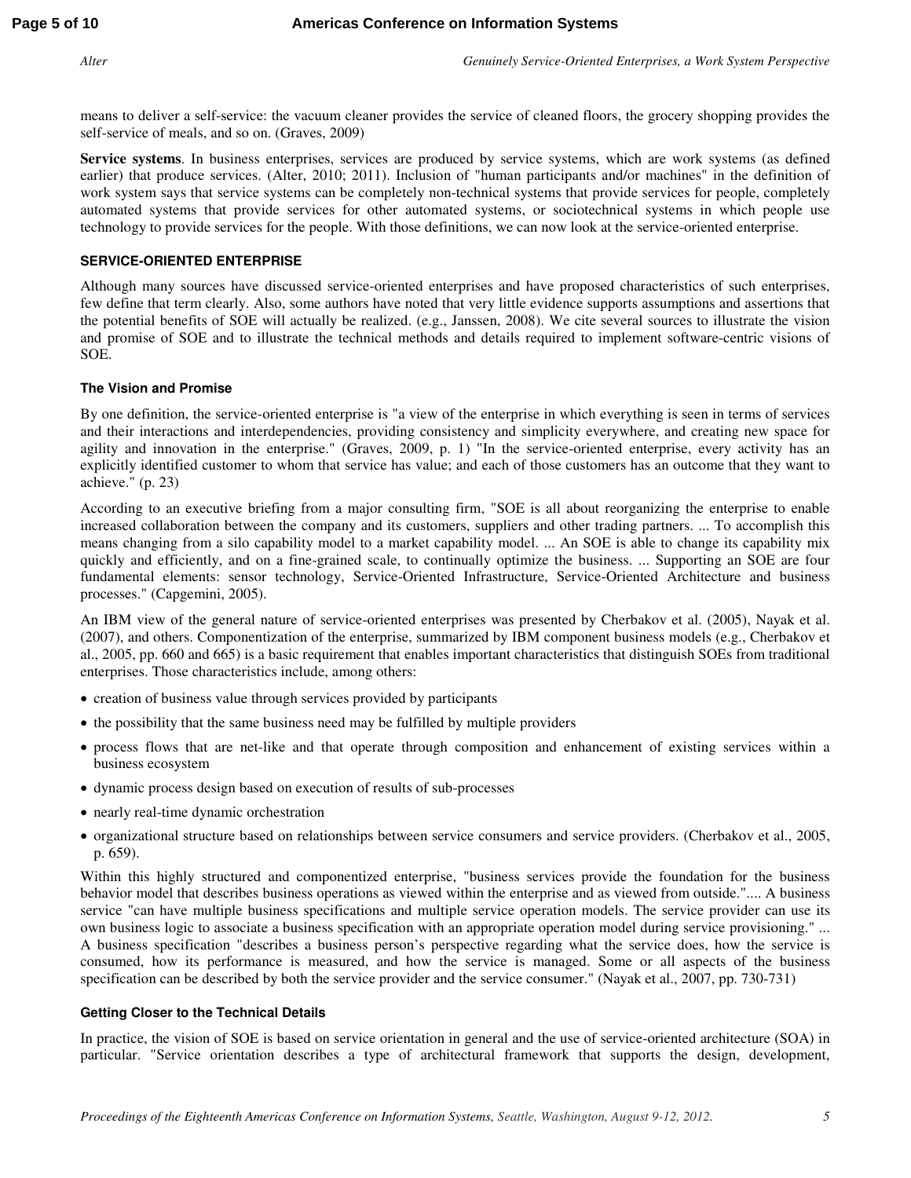means to deliver a self-service: the vacuum cleaner provides the service of cleaned floors, the grocery shopping provides the self-service of meals, and so on. (Graves, 2009)

**Service systems**. In business enterprises, services are produced by service systems, which are work systems (as defined earlier) that produce services. (Alter, 2010; 2011). Inclusion of "human participants and/or machines" in the definition of work system says that service systems can be completely non-technical systems that provide services for people, completely automated systems that provide services for other automated systems, or sociotechnical systems in which people use technology to provide services for the people. With those definitions, we can now look at the service-oriented enterprise.

## SERVICE-ORIENTED ENTERPRISE

Although many sources have discussed service-oriented enterprises and have proposed characteristics of such enterprises, few define that term clearly. Also, some authors have noted that very little evidence supports assumptions and assertions that the potential benefits of SOE will actually be realized. (e.g., Janssen, 2008). We cite several sources to illustrate the vision and promise of SOE and to illustrate the technical methods and details required to implement software-centric visions of SOE.

### The Vision and Promise

By one definition, the service-oriented enterprise is "a view of the enterprise in which everything is seen in terms of services and their interactions and interdependencies, providing consistency and simplicity everywhere, and creating new space for agility and innovation in the enterprise." (Graves, 2009, p. 1) "In the service-oriented enterprise, every activity has an explicitly identified customer to whom that service has value; and each of those customers has an outcome that they want to achieve." (p. 23)

According to an executive briefing from a major consulting firm, "SOE is all about reorganizing the enterprise to enable increased collaboration between the company and its customers, suppliers and other trading partners. ... To accomplish this means changing from a silo capability model to a market capability model. ... An SOE is able to change its capability mix quickly and efficiently, and on a fine-grained scale, to continually optimize the business. ... Supporting an SOE are four fundamental elements: sensor technology, Service-Oriented Infrastructure, Service-Oriented Architecture and business processes." (Capgemini, 2005).

An IBM view of the general nature of service-oriented enterprises was presented by Cherbakov et al. (2005), Nayak et al. (2007), and others. Componentization of the enterprise, summarized by IBM component business models (e.g., Cherbakov et al., 2005, pp. 660 and 665) is a basic requirement that enables important characteristics that distinguish SOEs from traditional enterprises. Those characteristics include, among others:

- creation of business value through services provided by participants
- the possibility that the same business need may be fulfilled by multiple providers
- process flows that are net-like and that operate through composition and enhancement of existing services within a business ecosystem
- dynamic process design based on execution of results of sub-processes
- nearly real-time dynamic orchestration
- organizational structure based on relationships between service consumers and service providers. (Cherbakov et al., 2005, p. 659).

Within this highly structured and componentized enterprise, "business services provide the foundation for the business behavior model that describes business operations as viewed within the enterprise and as viewed from outside."... A business service "can have multiple business specifications and multiple service operation models. The service provider can use its own business logic to associate a business specification with an appropriate operation model during service provisioning." ... A business specification "describes a business person's perspective regarding what the service does, how the service is consumed, how its performance is measured, and how the service is managed. Some or all aspects of the business specification can be described by both the service provider and the service consumer." (Nayak et al., 2007, pp. 730-731)

### Getting Closer to the Technical Details

In practice, the vision of SOE is based on service orientation in general and the use of service-oriented architecture (SOA) in particular. "Service orientation describes a type of architectural framework that supports the design, development,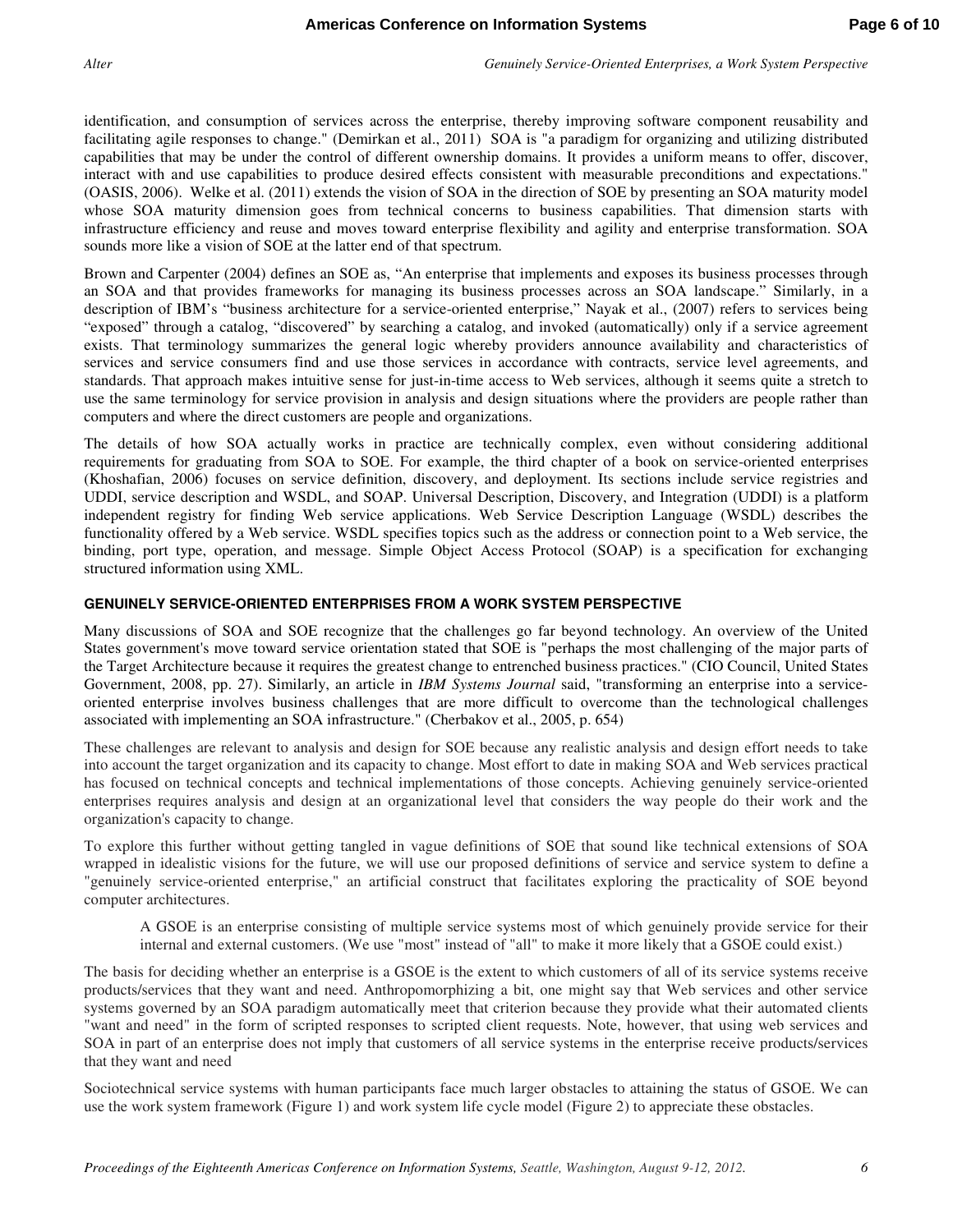identification, and consumption of services across the enterprise, thereby improving software component reusability and facilitating agile responses to change." (Demirkan et al., 2011) SOA is "a paradigm for organizing and utilizing distributed capabilities that may be under the control of different ownership domains. It provides a uniform means to offer, discover, interact with and use capabilities to produce desired effects consistent with measurable preconditions and expectations." (OASIS, 2006). Welke et al. (2011) extends the vision of SOA in the direction of SOE by presenting an SOA maturity model whose SOA maturity dimension goes from technical concerns to business capabilities. That dimension starts with infrastructure efficiency and reuse and moves toward enterprise flexibility and agility and enterprise transformation. SOA sounds more like a vision of SOE at the latter end of that spectrum.

Brown and Carpenter (2004) defines an SOE as, "An enterprise that implements and exposes its business processes through an SOA and that provides frameworks for managing its business processes across an SOA landscape." Similarly, in a description of IBM's "business architecture for a service-oriented enterprise," Nayak et al., (2007) refers to services being "exposed" through a catalog, "discovered" by searching a catalog, and invoked (automatically) only if a service agreement exists. That terminology summarizes the general logic whereby providers announce availability and characteristics of services and service consumers find and use those services in accordance with contracts, service level agreements, and standards. That approach makes intuitive sense for just-in-time access to Web services, although it seems quite a stretch to use the same terminology for service provision in analysis and design situations where the providers are people rather than computers and where the direct customers are people and organizations.

The details of how SOA actually works in practice are technically complex, even without considering additional requirements for graduating from SOA to SOE. For example, the third chapter of a book on service-oriented enterprises (Khoshafian, 2006) focuses on service definition, discovery, and deployment. Its sections include service registries and UDDI, service description and WSDL, and SOAP. Universal Description, Discovery, and Integration (UDDI) is a platform independent registry for finding Web service applications. Web Service Description Language (WSDL) describes the functionality offered by a Web service. WSDL specifies topics such as the address or connection point to a Web service, the binding, port type, operation, and message. Simple Object Access Protocol (SOAP) is a specification for exchanging structured information using XML.

## GENUINELY SERVICE-ORIENTED ENTERPRISES FROM A WORK SYSTEM PERSPECTIVE

Many discussions of SOA and SOE recognize that the challenges go far beyond technology. An overview of the United States government's move toward service orientation stated that SOE is "perhaps the most challenging of the major parts of the Target Architecture because it requires the greatest change to entrenched business practices." (CIO Council, United States Government, 2008, pp. 27). Similarly, an article in *IBM Systems Journal* said, "transforming an enterprise into a service-oriented enterprise involves business challenges that are more difficult to overcome than the technological challenges associated with implementing an SOA infrastructure." (Cherbakov et al., 2005, p. 654)

These challenges are relevant to analysis and design for SOE because any realistic analysis and design effort needs to take into account the target organization and its capacity to change. Most effort to date in making SOA and Web services practical has focused on technical concepts and technical implementations of those concepts. Achieving genuinely service-oriented enterprises requires analysis and design at an organizational level that considers the way people do their work and the organization's capacity to change.

To explore this further without getting tangled in vague definitions of SOE that sound like technical extensions of SOA wrapped in idealistic visions for the future, we will use our proposed definitions of service and service system to define a "genuinely service-oriented enterprise," an artificial construct that facilitates exploring the practicality of SOE beyond computer architectures.

> A GSOE is an enterprise consisting of multiple service systems most of which genuinely provide service for their internal and external customers. (We use "most" instead of "all" to make it more likely that a GSOE could exist.)

The basis for deciding whether an enterprise is a GSOE is the extent to which customers of all of its service systems receive products/services that they want and need. Anthropomorphizing a bit, one might say that Web services and other service systems governed by an SOA paradigm automatically meet that criterion because they provide what their automated clients "want and need" in the form of scripted responses to scripted client requests. Note, however, that using web services and SOA in part of an enterprise does not imply that customers of all service systems in the enterprise receive products/services that they want and need

Sociotechnical service systems with human participants face much larger obstacles to attaining the status of GSOE. We can use the work system framework (Figure 1) and work system life cycle model (Figure 2) to appreciate these obstacles.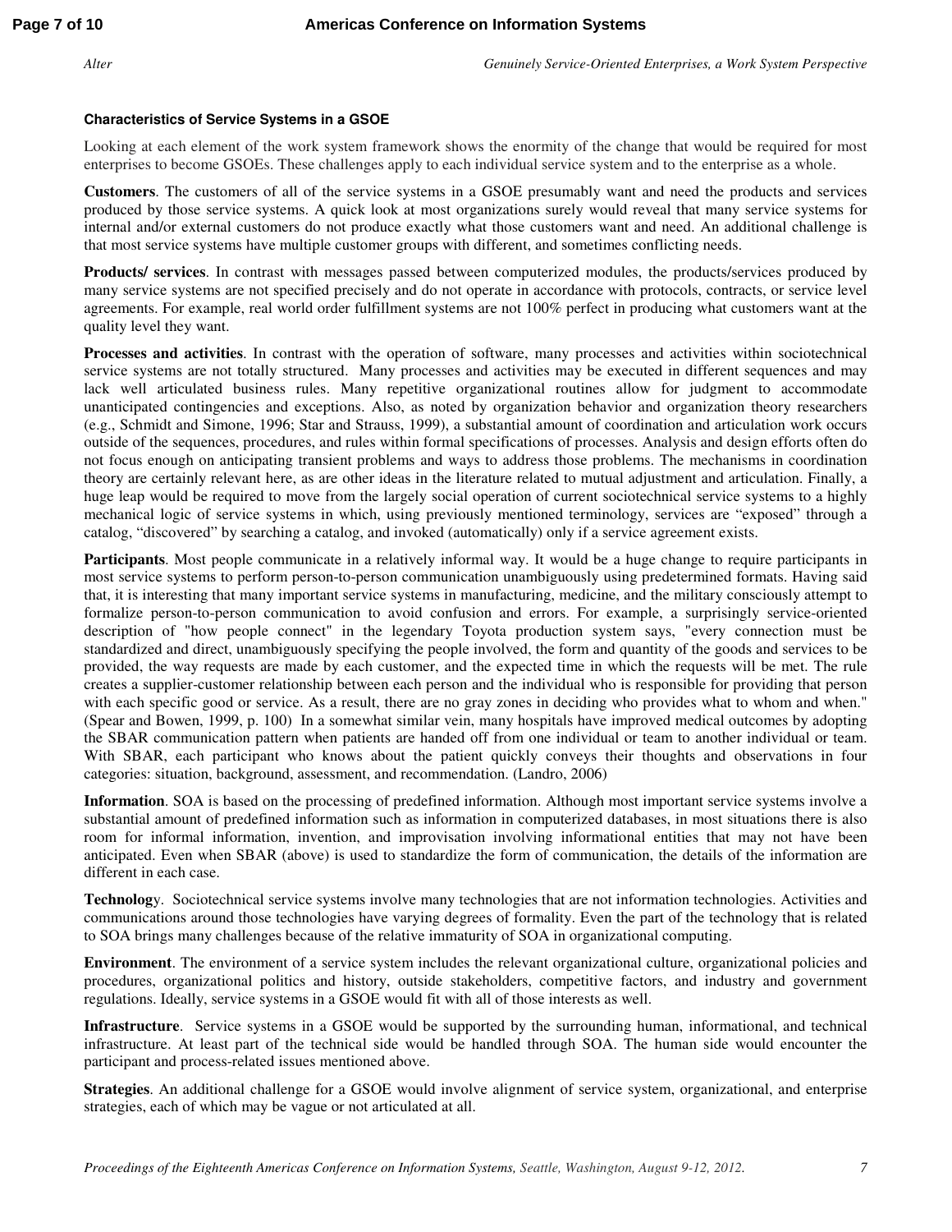### Characteristics of Service Systems in a GSOE

Looking at each element of the work system framework shows the enormity of the change that would be required for most enterprises to become GSOEs. These challenges apply to each individual service system and to the enterprise as a whole.

**Customers**. The customers of all of the service systems in a GSOE presumably want and need the products and services produced by those service systems. A quick look at most organizations surely would reveal that many service systems for internal and/or external customers do not produce exactly what those customers want and need. An additional challenge is that most service systems have multiple customer groups with different, and sometimes conflicting needs.

**Products/ services**. In contrast with messages passed between computerized modules, the products/services produced by many service systems are not specified precisely and do not operate in accordance with protocols, contracts, or service level agreements. For example, real world order fulfillment systems are not 100% perfect in producing what customers want at the quality level they want.

**Processes and activities**. In contrast with the operation of software, many processes and activities within sociotechnical service systems are not totally structured. Many processes and activities may be executed in different sequences and may lack well articulated business rules. Many repetitive organizational routines allow for judgment to accommodate unanticipated contingencies and exceptions. Also, as noted by organization behavior and organization theory researchers (e.g., Schmidt and Simone, 1996; Star and Strauss, 1999), a substantial amount of coordination and articulation work occurs outside of the sequences, procedures, and rules within formal specifications of processes. Analysis and design efforts often do not focus enough on anticipating transient problems and ways to address those problems. The mechanisms in coordination theory are certainly relevant here, as are other ideas in the literature related to mutual adjustment and articulation. Finally, a huge leap would be required to move from the largely social operation of current sociotechnical service systems to a highly mechanical logic of service systems in which, using previously mentioned terminology, services are "exposed" through a catalog, "discovered" by searching a catalog, and invoked (automatically) only if a service agreement exists.

**Participants**. Most people communicate in a relatively informal way. It would be a huge change to require participants in most service systems to perform person-to-person communication unambiguously using predetermined formats. Having said that, it is interesting that many important service systems in manufacturing, medicine, and the military consciously attempt to formalize person-to-person communication to avoid confusion and errors. For example, a surprisingly service-oriented description of "how people connect" in the legendary Toyota production system says, "every connection must be standardized and direct, unambiguously specifying the people involved, the form and quantity of the goods and services to be provided, the way requests are made by each customer, and the expected time in which the requests will be met. The rule creates a supplier-customer relationship between each person and the individual who is responsible for providing that person with each specific good or service. As a result, there are no gray zones in deciding who provides what to whom and when." (Spear and Bowen, 1999, p. 100) In a somewhat similar vein, many hospitals have improved medical outcomes by adopting the SBAR communication pattern when patients are handed off from one individual or team to another individual or team. With SBAR, each participant who knows about the patient quickly conveys their thoughts and observations in four categories: situation, background, assessment, and recommendation. (Landro, 2006)

**Information**. SOA is based on the processing of predefined information. Although most important service systems involve a substantial amount of predefined information such as information in computerized databases, in most situations there is also room for informal information, invention, and improvisation involving informational entities that may not have been anticipated. Even when SBAR (above) is used to standardize the form of communication, the details of the information are different in each case.

**Technology**. Sociotechnical service systems involve many technologies that are not information technologies. Activities and communications around those technologies have varying degrees of formality. Even the part of the technology that is related to SOA brings many challenges because of the relative immaturity of SOA in organizational computing.

**Environment**. The environment of a service system includes the relevant organizational culture, organizational policies and procedures, organizational politics and history, outside stakeholders, competitive factors, and industry and government regulations. Ideally, service systems in a GSOE would fit with all of those interests as well.

**Infrastructure**. Service systems in a GSOE would be supported by the surrounding human, informational, and technical infrastructure. At least part of the technical side would be handled through SOA. The human side would encounter the participant and process-related issues mentioned above.

**Strategies**. An additional challenge for a GSOE would involve alignment of service system, organizational, and enterprise strategies, each of which may be vague or not articulated at all.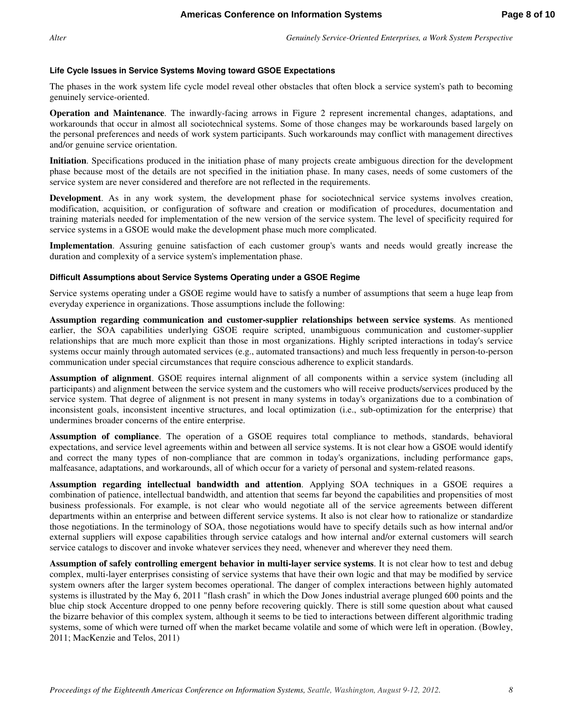### Life Cycle Issues in Service Systems Moving toward GSOE Expectations

The phases in the work system life cycle model reveal other obstacles that often block a service system's path to becoming genuinely service-oriented.

**Operation and Maintenance**. The inwardly-facing arrows in Figure 2 represent incremental changes, adaptations, and workarounds that occur in almost all sociotechnical systems. Some of those changes may be workarounds based largely on the personal preferences and needs of work system participants. Such workarounds may conflict with management directives and/or genuine service orientation.

**Initiation**. Specifications produced in the initiation phase of many projects create ambiguous direction for the development phase because most of the details are not specified in the initiation phase. In many cases, needs of some customers of the service system are never considered and therefore are not reflected in the requirements.

**Development**. As in any work system, the development phase for sociotechnical service systems involves creation, modification, acquisition, or configuration of software and creation or modification of procedures, documentation and training materials needed for implementation of the new version of the service system. The level of specificity required for service systems in a GSOE would make the development phase much more complicated.

**Implementation**. Assuring genuine satisfaction of each customer group's wants and needs would greatly increase the duration and complexity of a service system's implementation phase.

### Difficult Assumptions about Service Systems Operating under a GSOE Regime

Service systems operating under a GSOE regime would have to satisfy a number of assumptions that seem a huge leap from everyday experience in organizations. Those assumptions include the following:

**Assumption regarding communication and customer-supplier relationships between service systems**. As mentioned earlier, the SOA capabilities underlying GSOE require scripted, unambiguous communication and customer-supplier relationships that are much more explicit than those in most organizations. Highly scripted interactions in today's service systems occur mainly through automated services (e.g., automated transactions) and much less frequently in person-to-person communication under special circumstances that require conscious adherence to explicit standards.

**Assumption of alignment**. GSOE requires internal alignment of all components within a service system (including all participants) and alignment between the service system and the customers who will receive products/services produced by the service system. That degree of alignment is not present in many systems in today's organizations due to a combination of inconsistent goals, inconsistent incentive structures, and local optimization (i.e., sub-optimization for the enterprise) that undermines broader concerns of the entire enterprise.

**Assumption of compliance**. The operation of a GSOE requires total compliance to methods, standards, behavioral expectations, and service level agreements within and between all service systems. It is not clear how a GSOE would identify and correct the many types of non-compliance that are common in today's organizations, including performance gaps, malfeasance, adaptations, and workarounds, all of which occur for a variety of personal and system-related reasons.

**Assumption regarding intellectual bandwidth and attention**. Applying SOA techniques in a GSOE requires a combination of patience, intellectual bandwidth, and attention that seems far beyond the capabilities and propensities of most business professionals. For example, is not clear who would negotiate all of the service agreements between different departments within an enterprise and between different service systems. It also is not clear how to rationalize or standardize those negotiations. In the terminology of SOA, those negotiations would have to specify details such as how internal and/or external suppliers will expose capabilities through service catalogs and how internal and/or external customers will search service catalogs to discover and invoke whatever services they need, whenever and wherever they need them.

**Assumption of safely controlling emergent behavior in multi-layer service systems**. It is not clear how to test and debug complex, multi-layer enterprises consisting of service systems that have their own logic and that may be modified by service system owners after the larger system becomes operational. The danger of complex interactions between highly automated systems is illustrated by the May 6, 2011 "flash crash" in which the Dow Jones industrial average plunged 600 points and the blue chip stock Accenture dropped to one penny before recovering quickly. There is still some question about what caused the bizarre behavior of this complex system, although it seems to be tied to interactions between different algorithmic trading systems, some of which were turned off when the market became volatile and some of which were left in operation. (Bowley, 2011; MacKenzie and Telos, 2011)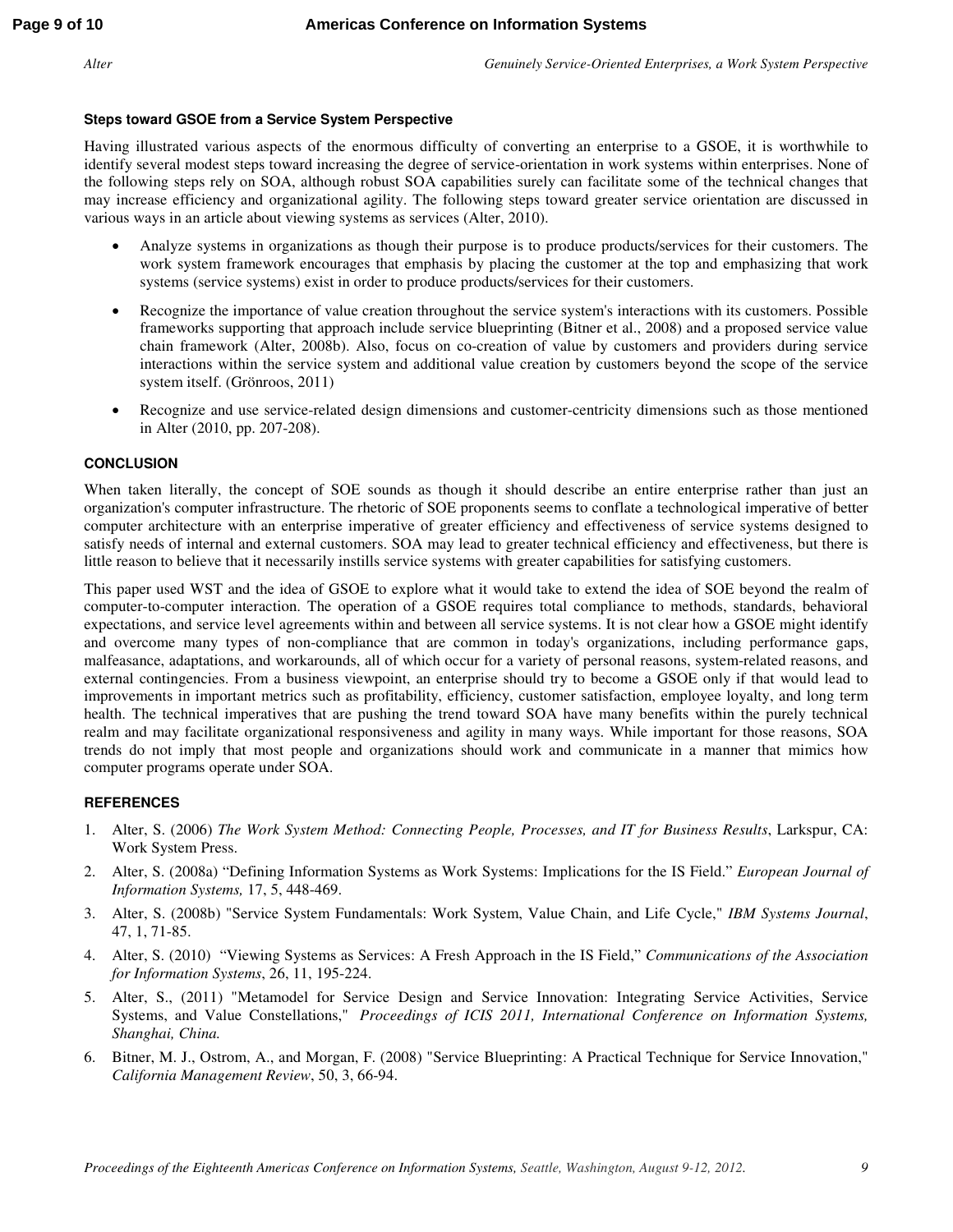### Steps toward GSOE from a Service System Perspective

Having illustrated various aspects of the enormous difficulty of converting an enterprise to a GSOE, it is worthwhile to identify several modest steps toward increasing the degree of service-orientation in work systems within enterprises. None of the following steps rely on SOA, although robust SOA capabilities surely can facilitate some of the technical changes that may increase efficiency and organizational agility. The following steps toward greater service orientation are discussed in various ways in an article about viewing systems as services (Alter, 2010).

- Analyze systems in organizations as though their purpose is to produce products/services for their customers. The work system framework encourages that emphasis by placing the customer at the top and emphasizing that work systems (service systems) exist in order to produce products/services for their customers.
- Recognize the importance of value creation throughout the service system's interactions with its customers. Possible frameworks supporting that approach include service blueprinting (Bitner et al., 2008) and a proposed service value chain framework (Alter, 2008b). Also, focus on co-creation of value by customers and providers during service interactions within the service system and additional value creation by customers beyond the scope of the service system itself. (Grönroos, 2011)
- Recognize and use service-related design dimensions and customer-centricity dimensions such as those mentioned in Alter (2010, pp. 207-208).

## CONCLUSION

When taken literally, the concept of SOE sounds as though it should describe an entire enterprise rather than just an organization's computer infrastructure. The rhetoric of SOE proponents seems to conflate a technological imperative of better computer architecture with an enterprise imperative of greater efficiency and effectiveness of service systems designed to satisfy needs of internal and external customers. SOA may lead to greater technical efficiency and effectiveness, but there is little reason to believe that it necessarily instills service systems with greater capabilities for satisfying customers.

This paper used WST and the idea of GSOE to explore what it would take to extend the idea of SOE beyond the realm of computer-to-computer interaction. The operation of a GSOE requires total compliance to methods, standards, behavioral expectations, and service level agreements within and between all service systems. It is not clear how a GSOE might identify and overcome many types of non-compliance that are common in today's organizations, including performance gaps, malfeasance, adaptations, and workarounds, all of which occur for a variety of personal reasons, system-related reasons, and external contingencies. From a business viewpoint, an enterprise should try to become a GSOE only if that would lead to improvements in important metrics such as profitability, efficiency, customer satisfaction, employee loyalty, and long term health. The technical imperatives that are pushing the trend toward SOA have many benefits within the purely technical realm and may facilitate organizational responsiveness and agility in many ways. While important for those reasons, SOA trends do not imply that most people and organizations should work and communicate in a manner that mimics how computer programs operate under SOA.

## REFERENCES

1. Alter, S. (2006) *The Work System Method: Connecting People, Processes, and IT for Business Results*, Larkspur, CA: Work System Press.
2. Alter, S. (2008a) "Defining Information Systems as Work Systems: Implications for the IS Field." *European Journal of Information Systems,* 17, 5, 448-469.
3. Alter, S. (2008b) "Service System Fundamentals: Work System, Value Chain, and Life Cycle," *IBM Systems Journal*, 47, 1, 71-85.
4. Alter, S. (2010) "Viewing Systems as Services: A Fresh Approach in the IS Field," *Communications of the Association for Information Systems*, 26, 11, 195-224.
5. Alter, S., (2011) "Metamodel for Service Design and Service Innovation: Integrating Service Activities, Service Systems, and Value Constellations," *Proceedings of ICIS 2011, International Conference on Information Systems, Shanghai, China.*
6. Bitner, M. J., Ostrom, A., and Morgan, F. (2008) "Service Blueprinting: A Practical Technique for Service Innovation," *California Management Review*, 50, 3, 66-94.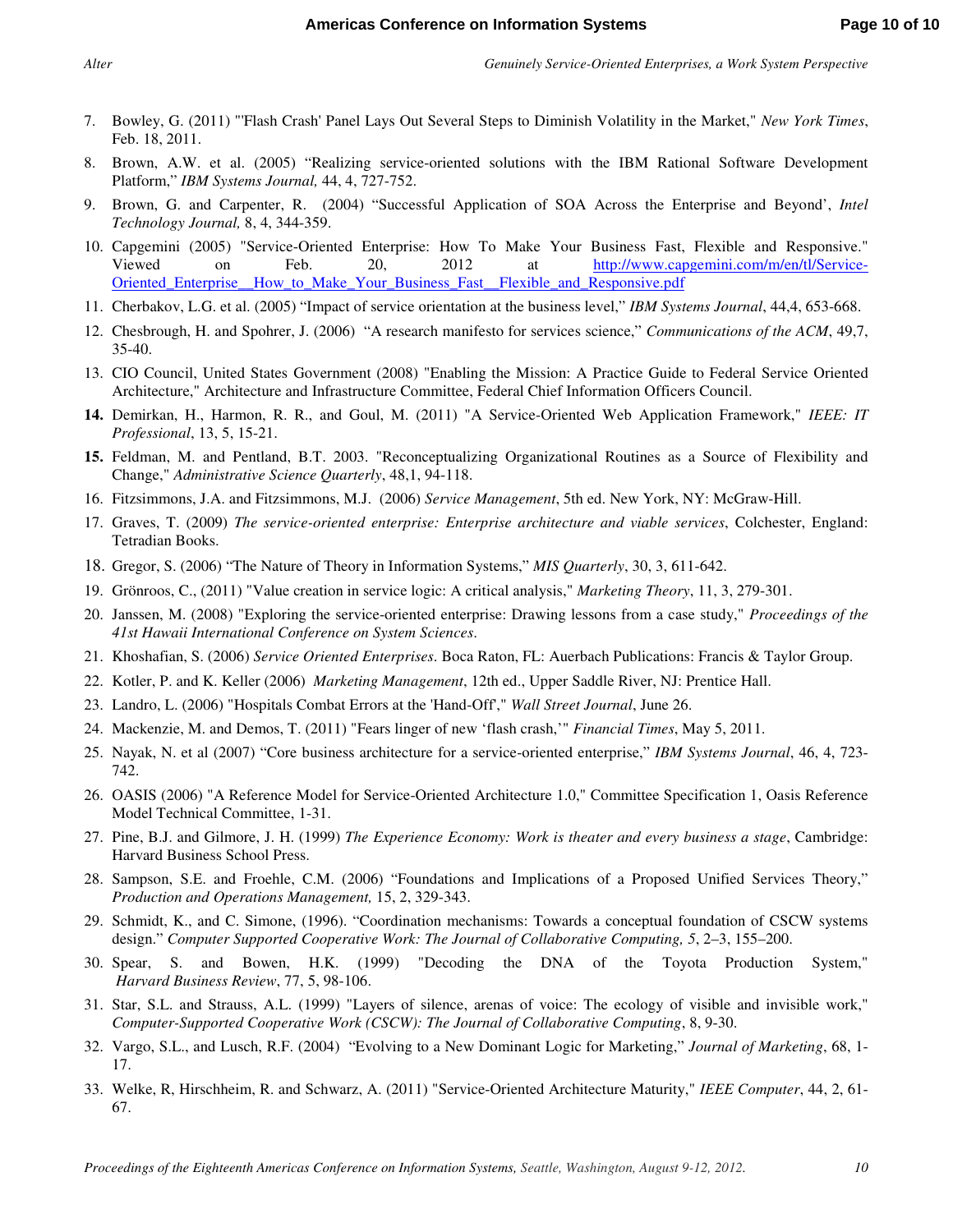7. Bowley, G. (2011) "'Flash Crash' Panel Lays Out Several Steps to Diminish Volatility in the Market," *New York Times*, Feb. 18, 2011.
8. Brown, A.W. et al. (2005) "Realizing service-oriented solutions with the IBM Rational Software Development Platform," *IBM Systems Journal,* 44, 4, 727-752.
9. Brown, G. and Carpenter, R. (2004) "Successful Application of SOA Across the Enterprise and Beyond', *Intel Technology Journal,* 8, 4, 344-359.
10. Capgemini (2005) "Service-Oriented Enterprise: How To Make Your Business Fast, Flexible and Responsive." Viewed on Feb. 20, 2012 at http://www.capgemini.com/m/en/tl/Service-Oriented_Enterprise__How_to_Make_Your_Business_Fast__Flexible_and_Responsive.pdf
11. Cherbakov, L.G. et al. (2005) "Impact of service orientation at the business level," *IBM Systems Journal*, 44,4, 653-668.
12. Chesbrough, H. and Spohrer, J. (2006) "A research manifesto for services science," *Communications of the ACM*, 49,7, 35-40.
13. CIO Council, United States Government (2008) "Enabling the Mission: A Practice Guide to Federal Service Oriented Architecture," Architecture and Infrastructure Committee, Federal Chief Information Officers Council.
14. Demirkan, H., Harmon, R. R., and Goul, M. (2011) "A Service-Oriented Web Application Framework," *IEEE: IT Professional*, 13, 5, 15-21.
15. Feldman, M. and Pentland, B.T. 2003. "Reconceptualizing Organizational Routines as a Source of Flexibility and Change," *Administrative Science Quarterly*, 48,1, 94-118.
16. Fitzsimmons, J.A. and Fitzsimmons, M.J. (2006) *Service Management*, 5th ed. New York, NY: McGraw-Hill.
17. Graves, T. (2009) *The service-oriented enterprise: Enterprise architecture and viable services*, Colchester, England: Tetradian Books.
18. Gregor, S. (2006) "The Nature of Theory in Information Systems," *MIS Quarterly*, 30, 3, 611-642.
19. Grönroos, C., (2011) "Value creation in service logic: A critical analysis," *Marketing Theory*, 11, 3, 279-301.
20. Janssen, M. (2008) "Exploring the service-oriented enterprise: Drawing lessons from a case study," *Proceedings of the 41st Hawaii International Conference on System Sciences*.
21. Khoshafian, S. (2006) *Service Oriented Enterprises*. Boca Raton, FL: Auerbach Publications: Francis & Taylor Group.
22. Kotler, P. and K. Keller (2006) *Marketing Management*, 12th ed., Upper Saddle River, NJ: Prentice Hall.
23. Landro, L. (2006) "Hospitals Combat Errors at the 'Hand-Off'," *Wall Street Journal*, June 26.
24. Mackenzie, M. and Demos, T. (2011) "Fears linger of new 'flash crash,'" *Financial Times*, May 5, 2011.
25. Nayak, N. et al (2007) "Core business architecture for a service-oriented enterprise," *IBM Systems Journal*, 46, 4, 723-742.
26. OASIS (2006) "A Reference Model for Service-Oriented Architecture 1.0," Committee Specification 1, Oasis Reference Model Technical Committee, 1-31.
27. Pine, B.J. and Gilmore, J. H. (1999) *The Experience Economy: Work is theater and every business a stage*, Cambridge: Harvard Business School Press.
28. Sampson, S.E. and Froehle, C.M. (2006) "Foundations and Implications of a Proposed Unified Services Theory," *Production and Operations Management,* 15, 2, 329-343.
29. Schmidt, K., and C. Simone, (1996). "Coordination mechanisms: Towards a conceptual foundation of CSCW systems design." *Computer Supported Cooperative Work: The Journal of Collaborative Computing, 5*, 2–3, 155–200.
30. Spear, S. and Bowen, H.K. (1999) "Decoding the DNA of the Toyota Production System," *Harvard Business Review*, 77, 5, 98-106.
31. Star, S.L. and Strauss, A.L. (1999) "Layers of silence, arenas of voice: The ecology of visible and invisible work," *Computer-Supported Cooperative Work (CSCW): The Journal of Collaborative Computing*, 8, 9-30.
32. Vargo, S.L., and Lusch, R.F. (2004) "Evolving to a New Dominant Logic for Marketing," *Journal of Marketing*, 68, 1-17.
33. Welke, R, Hirschheim, R. and Schwarz, A. (2011) "Service-Oriented Architecture Maturity," *IEEE Computer*, 44, 2, 61-67.